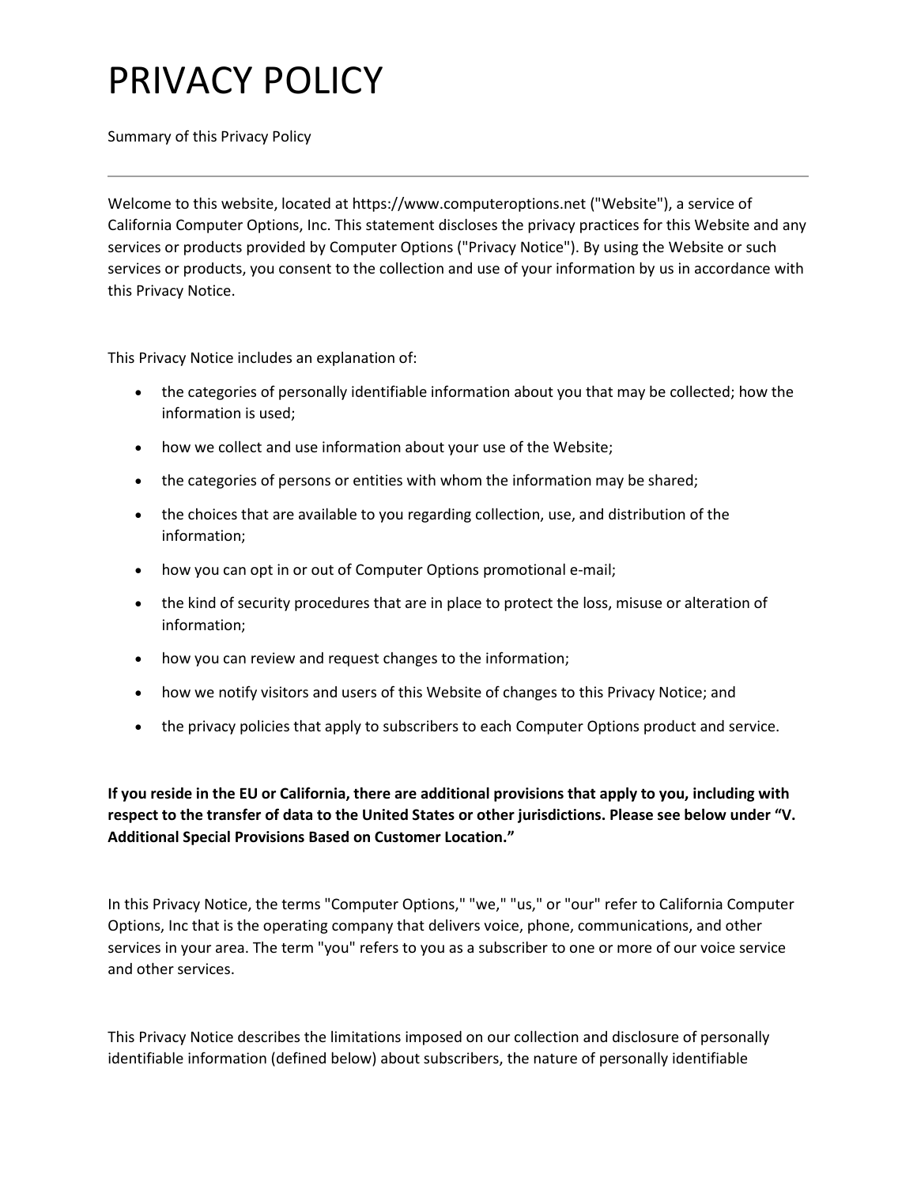# PRIVACY POLICY

Summary of this Privacy Policy

---

Welcome to this website, located at https://www.computeroptions.net ("Website"), a service of California Computer Options, Inc. This statement discloses the privacy practices for this Website and any services or products provided by Computer Options ("Privacy Notice"). By using the Website or such services or products, you consent to the collection and use of your information by us in accordance with this Privacy Notice.

This Privacy Notice includes an explanation of:

- the categories of personally identifiable information about you that may be collected; how the information is used;
- how we collect and use information about your use of the Website;
- the categories of persons or entities with whom the information may be shared;
- the choices that are available to you regarding collection, use, and distribution of the information;
- how you can opt in or out of Computer Options promotional e-mail;
- the kind of security procedures that are in place to protect the loss, misuse or alteration of information;
- how you can review and request changes to the information;
- how we notify visitors and users of this Website of changes to this Privacy Notice; and
- the privacy policies that apply to subscribers to each Computer Options product and service.

**If you reside in the EU or California, there are additional provisions that apply to you, including with respect to the transfer of data to the United States or other jurisdictions. Please see below under "V. Additional Special Provisions Based on Customer Location."**

In this Privacy Notice, the terms "Computer Options," "we," "us," or "our" refer to California Computer Options, Inc that is the operating company that delivers voice, phone, communications, and other services in your area. The term "you" refers to you as a subscriber to one or more of our voice service and other services.

This Privacy Notice describes the limitations imposed on our collection and disclosure of personally identifiable information (defined below) about subscribers, the nature of personally identifiable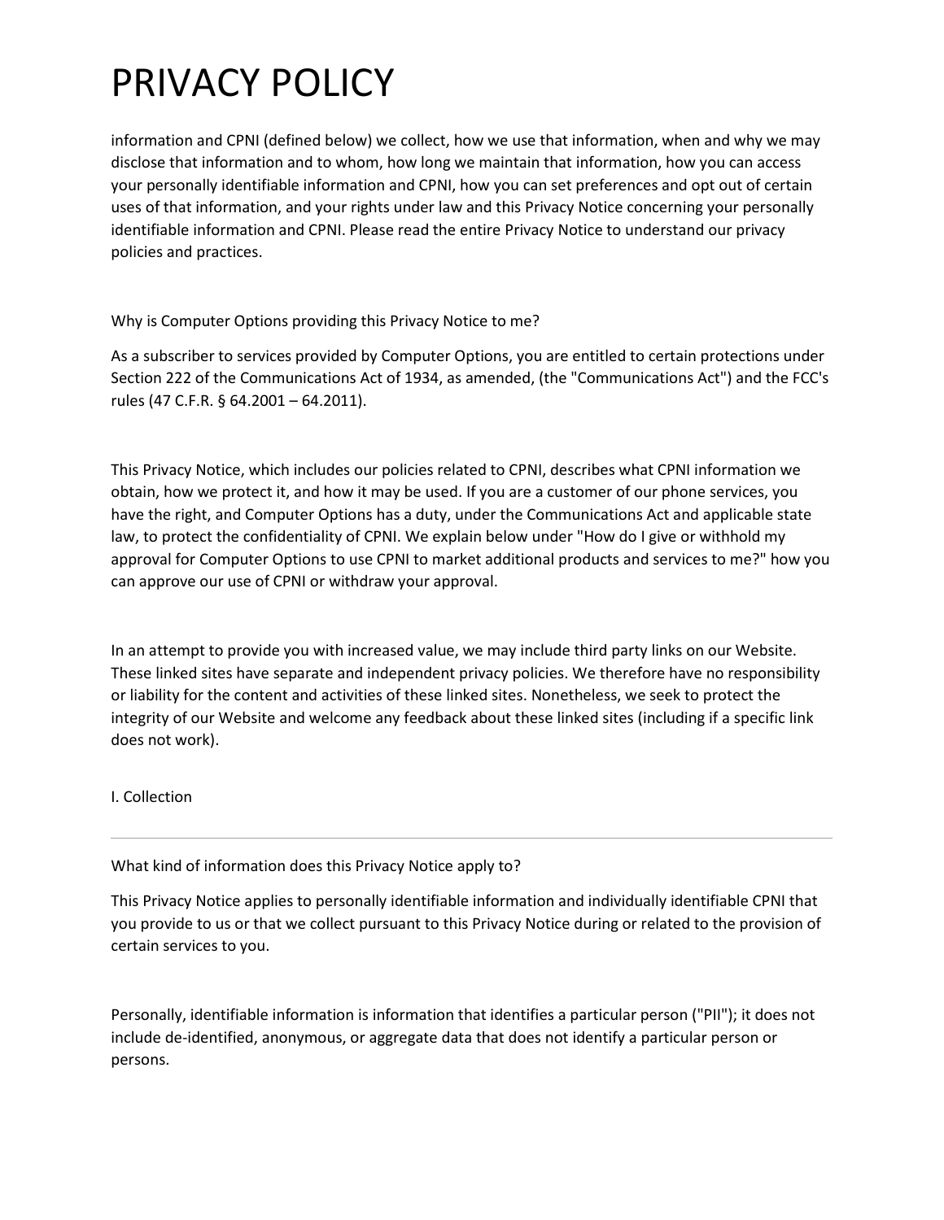# PRIVACY POLICY

information and CPNI (defined below) we collect, how we use that information, when and why we may disclose that information and to whom, how long we maintain that information, how you can access your personally identifiable information and CPNI, how you can set preferences and opt out of certain uses of that information, and your rights under law and this Privacy Notice concerning your personally identifiable information and CPNI. Please read the entire Privacy Notice to understand our privacy policies and practices.

Why is Computer Options providing this Privacy Notice to me?

As a subscriber to services provided by Computer Options, you are entitled to certain protections under Section 222 of the Communications Act of 1934, as amended, (the "Communications Act") and the FCC's rules (47 C.F.R. § 64.2001 – 64.2011).

This Privacy Notice, which includes our policies related to CPNI, describes what CPNI information we obtain, how we protect it, and how it may be used. If you are a customer of our phone services, you have the right, and Computer Options has a duty, under the Communications Act and applicable state law, to protect the confidentiality of CPNI. We explain below under "How do I give or withhold my approval for Computer Options to use CPNI to market additional products and services to me?" how you can approve our use of CPNI or withdraw your approval.

In an attempt to provide you with increased value, we may include third party links on our Website. These linked sites have separate and independent privacy policies. We therefore have no responsibility or liability for the content and activities of these linked sites. Nonetheless, we seek to protect the integrity of our Website and welcome any feedback about these linked sites (including if a specific link does not work).

I. Collection

---

What kind of information does this Privacy Notice apply to?

This Privacy Notice applies to personally identifiable information and individually identifiable CPNI that you provide to us or that we collect pursuant to this Privacy Notice during or related to the provision of certain services to you.

Personally, identifiable information is information that identifies a particular person ("PII"); it does not include de-identified, anonymous, or aggregate data that does not identify a particular person or persons.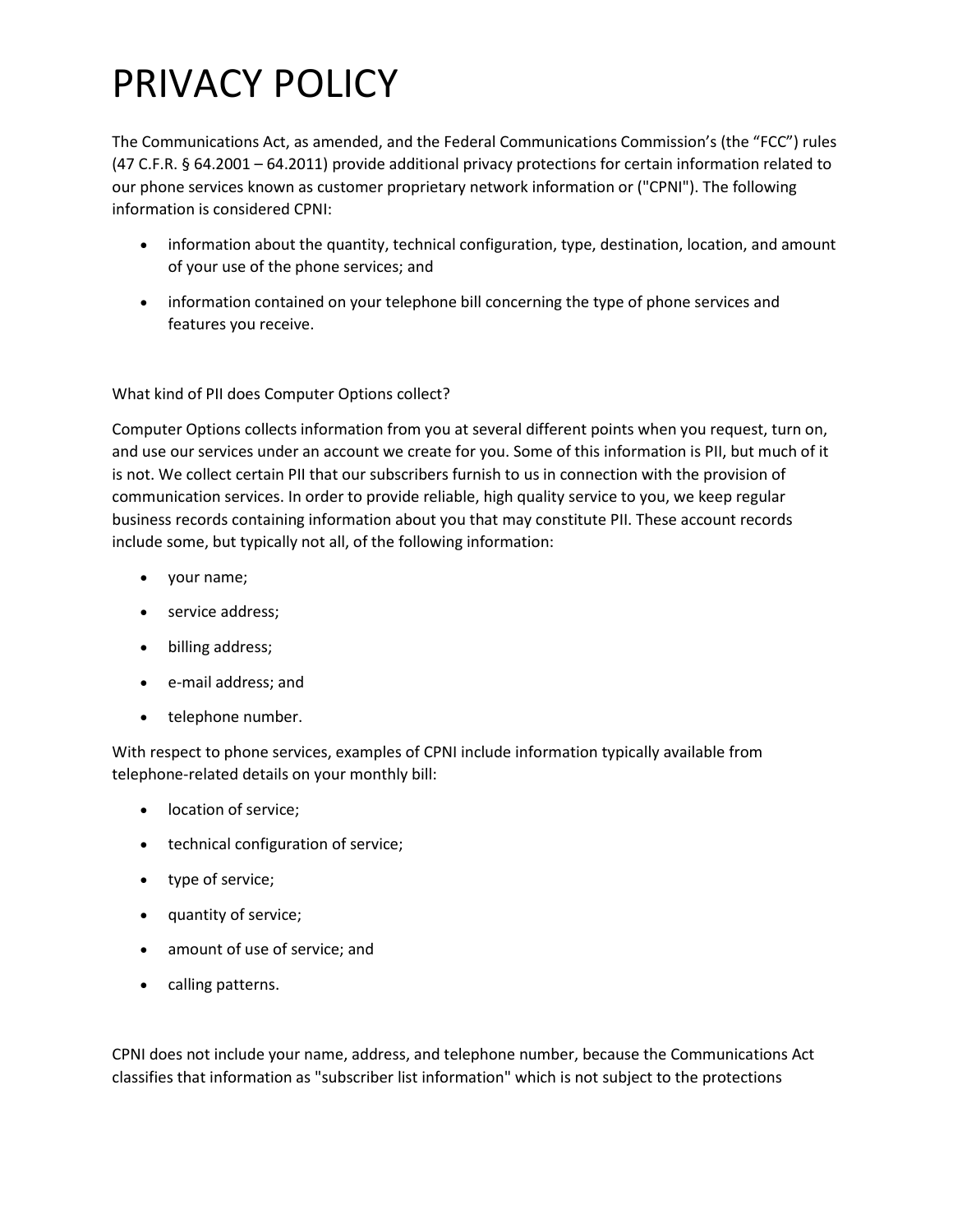# PRIVACY POLICY

The Communications Act, as amended, and the Federal Communications Commission's (the "FCC") rules (47 C.F.R. § 64.2001 – 64.2011) provide additional privacy protections for certain information related to our phone services known as customer proprietary network information or ("CPNI"). The following information is considered CPNI:

- information about the quantity, technical configuration, type, destination, location, and amount of your use of the phone services; and
- information contained on your telephone bill concerning the type of phone services and features you receive.

What kind of PII does Computer Options collect?

Computer Options collects information from you at several different points when you request, turn on, and use our services under an account we create for you. Some of this information is PII, but much of it is not. We collect certain PII that our subscribers furnish to us in connection with the provision of communication services. In order to provide reliable, high quality service to you, we keep regular business records containing information about you that may constitute PII. These account records include some, but typically not all, of the following information:

- your name;
- service address;
- billing address;
- e-mail address; and
- telephone number.

With respect to phone services, examples of CPNI include information typically available from telephone-related details on your monthly bill:

- location of service;
- technical configuration of service;
- type of service;
- quantity of service;
- amount of use of service; and
- calling patterns.

CPNI does not include your name, address, and telephone number, because the Communications Act classifies that information as "subscriber list information" which is not subject to the protections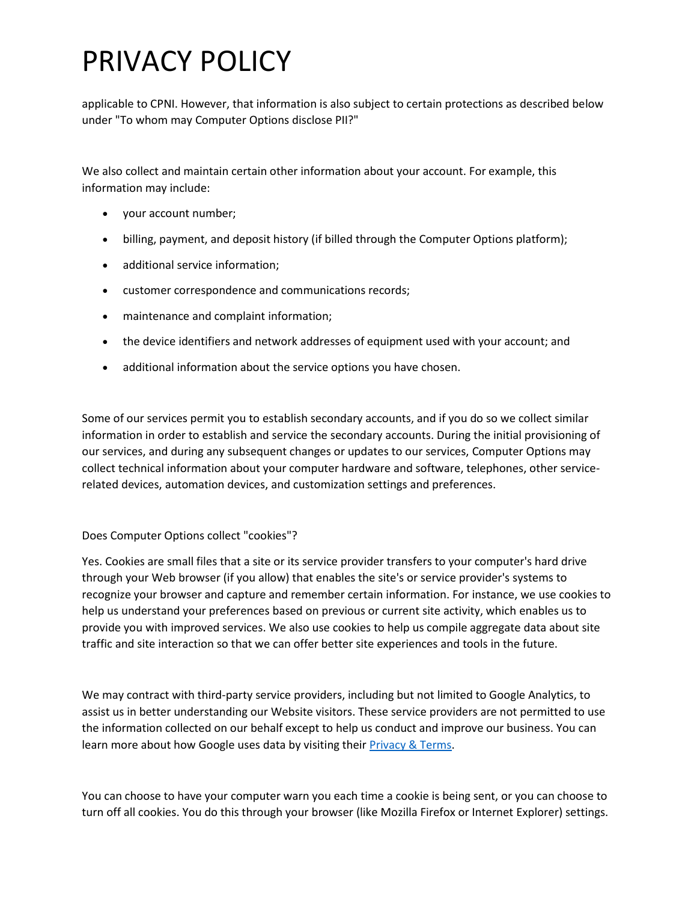applicable to CPNI. However, that information is also subject to certain protections as described below under "To whom may Computer Options disclose PII?"

We also collect and maintain certain other information about your account. For example, this information may include:

- your account number;
- billing, payment, and deposit history (if billed through the Computer Options platform);
- additional service information;
- customer correspondence and communications records;
- maintenance and complaint information;
- the device identifiers and network addresses of equipment used with your account; and
- additional information about the service options you have chosen.

Some of our services permit you to establish secondary accounts, and if you do so we collect similar information in order to establish and service the secondary accounts. During the initial provisioning of our services, and during any subsequent changes or updates to our services, Computer Options may collect technical information about your computer hardware and software, telephones, other service-related devices, automation devices, and customization settings and preferences.

Does Computer Options collect "cookies"?

Yes. Cookies are small files that a site or its service provider transfers to your computer's hard drive through your Web browser (if you allow) that enables the site's or service provider's systems to recognize your browser and capture and remember certain information. For instance, we use cookies to help us understand your preferences based on previous or current site activity, which enables us to provide you with improved services. We also use cookies to help us compile aggregate data about site traffic and site interaction so that we can offer better site experiences and tools in the future.

We may contract with third-party service providers, including but not limited to Google Analytics, to assist us in better understanding our Website visitors. These service providers are not permitted to use the information collected on our behalf except to help us conduct and improve our business. You can learn more about how Google uses data by visiting their Privacy & Terms.

You can choose to have your computer warn you each time a cookie is being sent, or you can choose to turn off all cookies. You do this through your browser (like Mozilla Firefox or Internet Explorer) settings.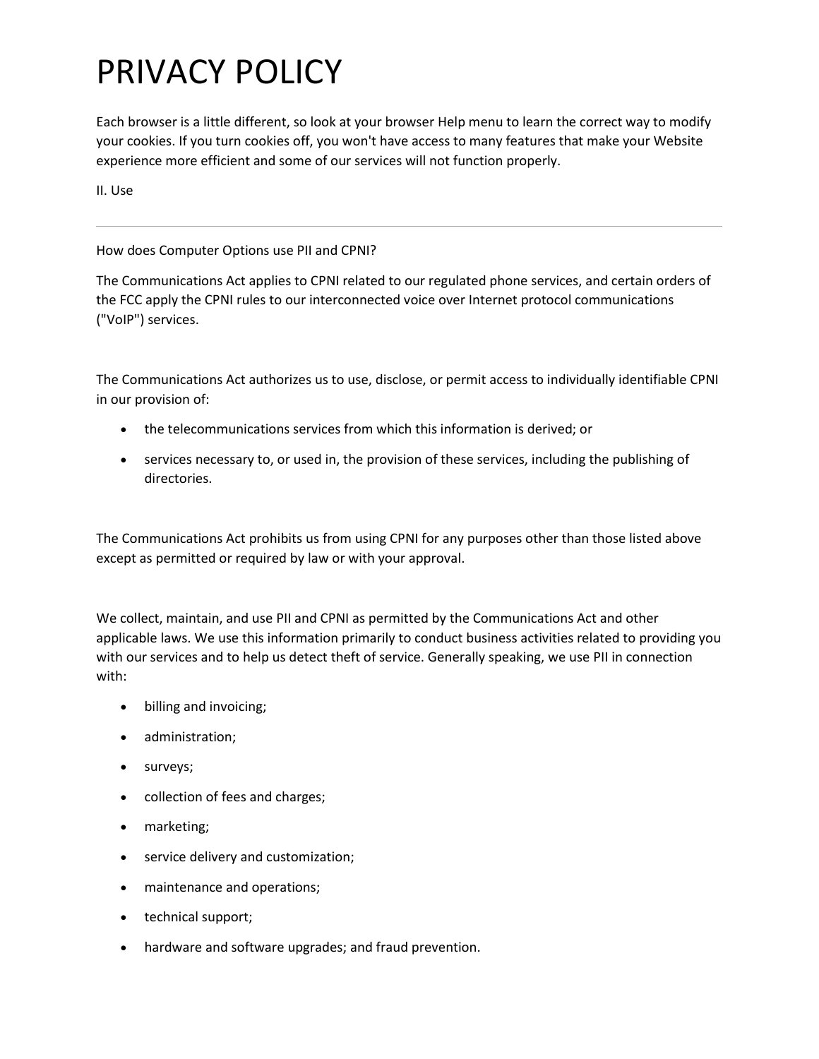# PRIVACY POLICY

Each browser is a little different, so look at your browser Help menu to learn the correct way to modify your cookies. If you turn cookies off, you won't have access to many features that make your Website experience more efficient and some of our services will not function properly.

II. Use

---

How does Computer Options use PII and CPNI?

The Communications Act applies to CPNI related to our regulated phone services, and certain orders of the FCC apply the CPNI rules to our interconnected voice over Internet protocol communications ("VoIP") services.

The Communications Act authorizes us to use, disclose, or permit access to individually identifiable CPNI in our provision of:

- the telecommunications services from which this information is derived; or
- services necessary to, or used in, the provision of these services, including the publishing of directories.

The Communications Act prohibits us from using CPNI for any purposes other than those listed above except as permitted or required by law or with your approval.

We collect, maintain, and use PII and CPNI as permitted by the Communications Act and other applicable laws. We use this information primarily to conduct business activities related to providing you with our services and to help us detect theft of service. Generally speaking, we use PII in connection with:

- billing and invoicing;
- administration;
- surveys;
- collection of fees and charges;
- marketing;
- service delivery and customization;
- maintenance and operations;
- technical support;
- hardware and software upgrades; and fraud prevention.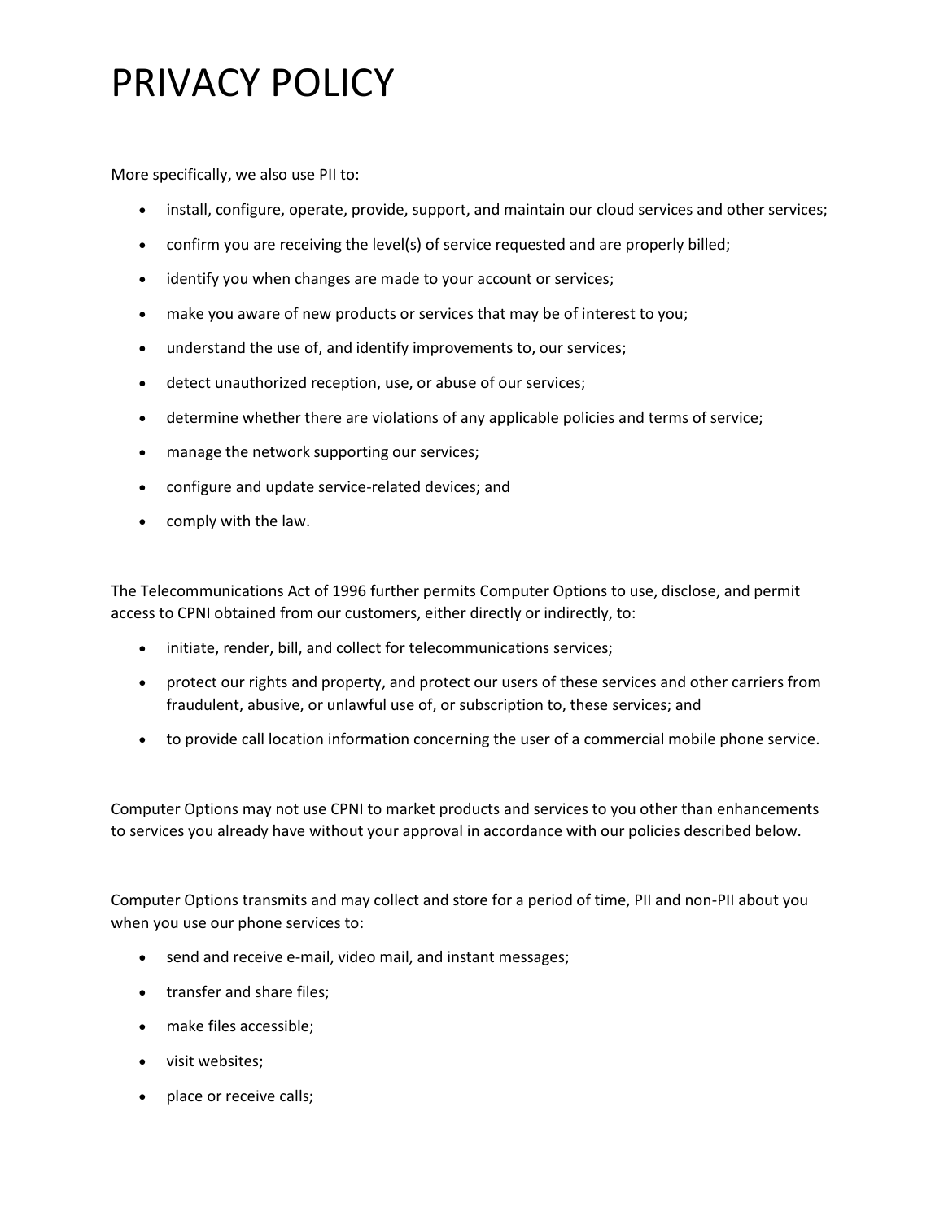# PRIVACY POLICY

More specifically, we also use PII to:

- install, configure, operate, provide, support, and maintain our cloud services and other services;
- confirm you are receiving the level(s) of service requested and are properly billed;
- identify you when changes are made to your account or services;
- make you aware of new products or services that may be of interest to you;
- understand the use of, and identify improvements to, our services;
- detect unauthorized reception, use, or abuse of our services;
- determine whether there are violations of any applicable policies and terms of service;
- manage the network supporting our services;
- configure and update service-related devices; and
- comply with the law.

The Telecommunications Act of 1996 further permits Computer Options to use, disclose, and permit access to CPNI obtained from our customers, either directly or indirectly, to:

- initiate, render, bill, and collect for telecommunications services;
- protect our rights and property, and protect our users of these services and other carriers from fraudulent, abusive, or unlawful use of, or subscription to, these services; and
- to provide call location information concerning the user of a commercial mobile phone service.

Computer Options may not use CPNI to market products and services to you other than enhancements to services you already have without your approval in accordance with our policies described below.

Computer Options transmits and may collect and store for a period of time, PII and non-PII about you when you use our phone services to:

- send and receive e-mail, video mail, and instant messages;
- transfer and share files;
- make files accessible;
- visit websites;
- place or receive calls;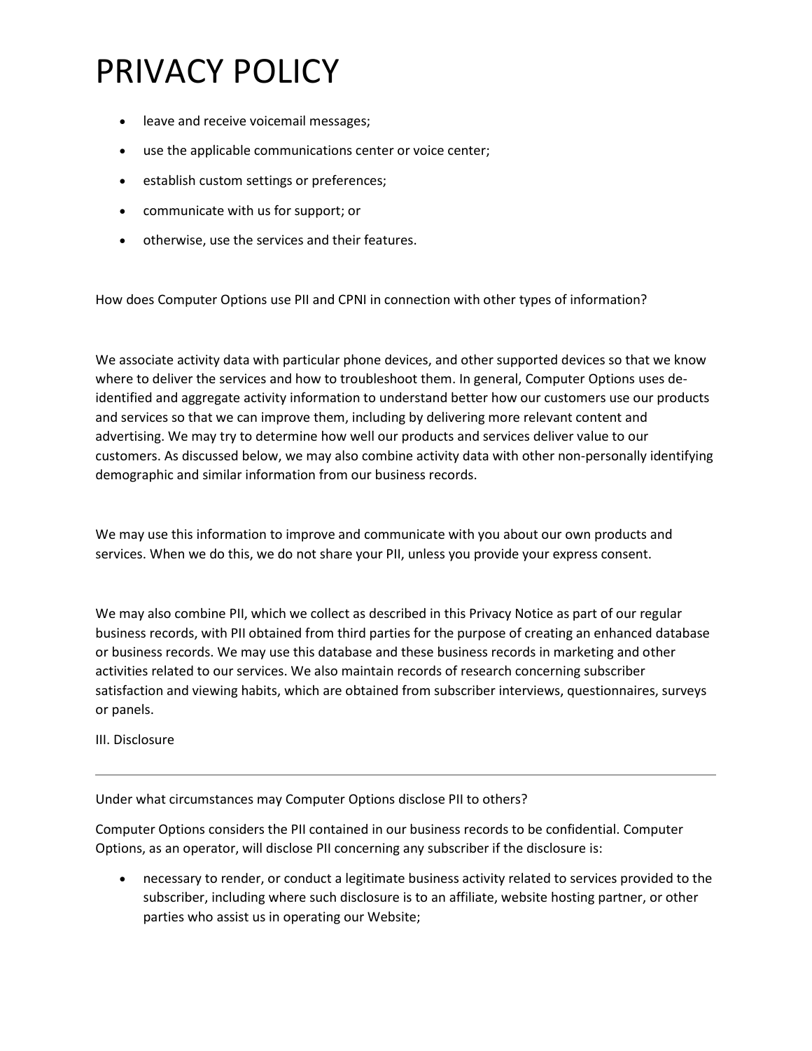# PRIVACY POLICY

- leave and receive voicemail messages;
- use the applicable communications center or voice center;
- establish custom settings or preferences;
- communicate with us for support; or
- otherwise, use the services and their features.

How does Computer Options use PII and CPNI in connection with other types of information?

We associate activity data with particular phone devices, and other supported devices so that we know where to deliver the services and how to troubleshoot them. In general, Computer Options uses de-identified and aggregate activity information to understand better how our customers use our products and services so that we can improve them, including by delivering more relevant content and advertising. We may try to determine how well our products and services deliver value to our customers. As discussed below, we may also combine activity data with other non-personally identifying demographic and similar information from our business records.

We may use this information to improve and communicate with you about our own products and services. When we do this, we do not share your PII, unless you provide your express consent.

We may also combine PII, which we collect as described in this Privacy Notice as part of our regular business records, with PII obtained from third parties for the purpose of creating an enhanced database or business records. We may use this database and these business records in marketing and other activities related to our services. We also maintain records of research concerning subscriber satisfaction and viewing habits, which are obtained from subscriber interviews, questionnaires, surveys or panels.

III. Disclosure

---

Under what circumstances may Computer Options disclose PII to others?

Computer Options considers the PII contained in our business records to be confidential. Computer Options, as an operator, will disclose PII concerning any subscriber if the disclosure is:

- necessary to render, or conduct a legitimate business activity related to services provided to the subscriber, including where such disclosure is to an affiliate, website hosting partner, or other parties who assist us in operating our Website;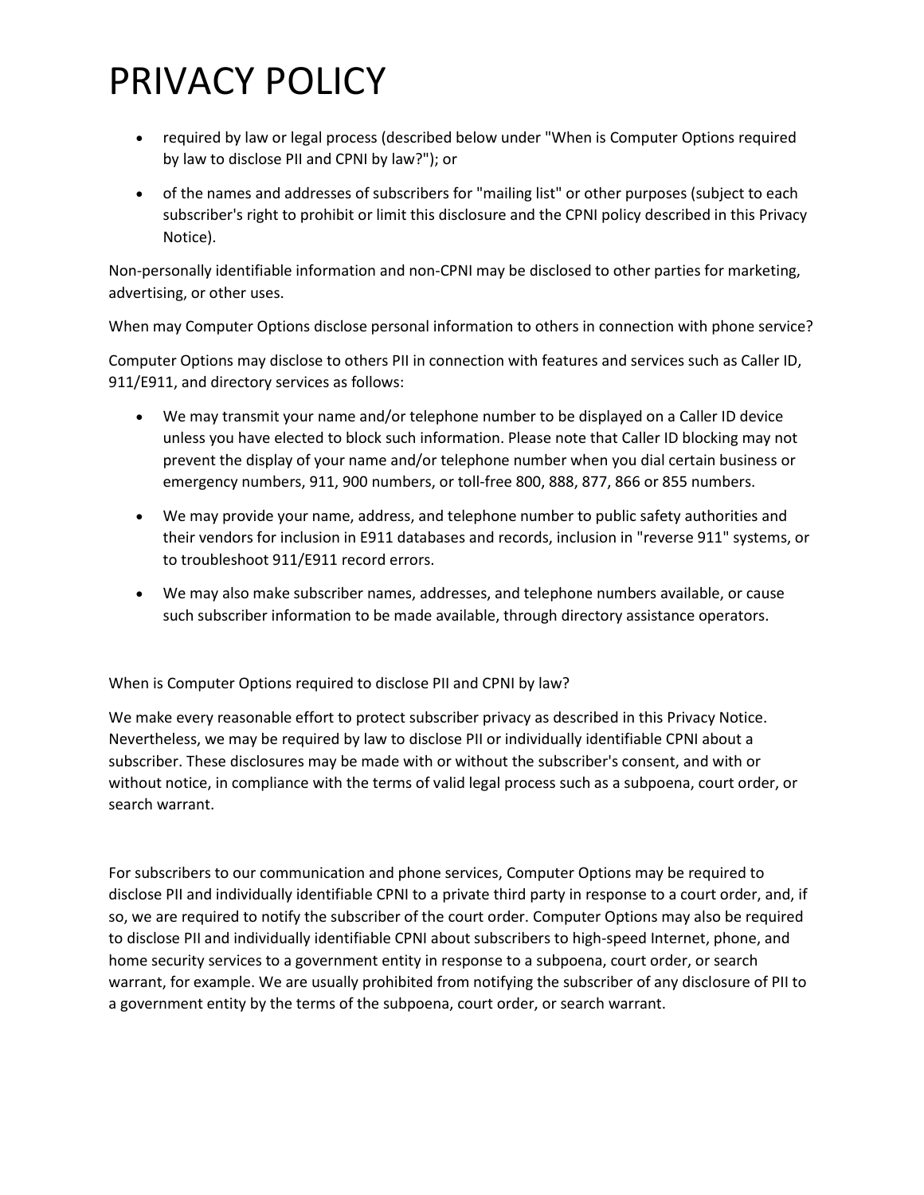# PRIVACY POLICY

- required by law or legal process (described below under "When is Computer Options required by law to disclose PII and CPNI by law?"); or
- of the names and addresses of subscribers for "mailing list" or other purposes (subject to each subscriber's right to prohibit or limit this disclosure and the CPNI policy described in this Privacy Notice).

Non-personally identifiable information and non-CPNI may be disclosed to other parties for marketing, advertising, or other uses.

When may Computer Options disclose personal information to others in connection with phone service?

Computer Options may disclose to others PII in connection with features and services such as Caller ID, 911/E911, and directory services as follows:

- We may transmit your name and/or telephone number to be displayed on a Caller ID device unless you have elected to block such information. Please note that Caller ID blocking may not prevent the display of your name and/or telephone number when you dial certain business or emergency numbers, 911, 900 numbers, or toll-free 800, 888, 877, 866 or 855 numbers.
- We may provide your name, address, and telephone number to public safety authorities and their vendors for inclusion in E911 databases and records, inclusion in "reverse 911" systems, or to troubleshoot 911/E911 record errors.
- We may also make subscriber names, addresses, and telephone numbers available, or cause such subscriber information to be made available, through directory assistance operators.

When is Computer Options required to disclose PII and CPNI by law?

We make every reasonable effort to protect subscriber privacy as described in this Privacy Notice. Nevertheless, we may be required by law to disclose PII or individually identifiable CPNI about a subscriber. These disclosures may be made with or without the subscriber's consent, and with or without notice, in compliance with the terms of valid legal process such as a subpoena, court order, or search warrant.

For subscribers to our communication and phone services, Computer Options may be required to disclose PII and individually identifiable CPNI to a private third party in response to a court order, and, if so, we are required to notify the subscriber of the court order. Computer Options may also be required to disclose PII and individually identifiable CPNI about subscribers to high-speed Internet, phone, and home security services to a government entity in response to a subpoena, court order, or search warrant, for example. We are usually prohibited from notifying the subscriber of any disclosure of PII to a government entity by the terms of the subpoena, court order, or search warrant.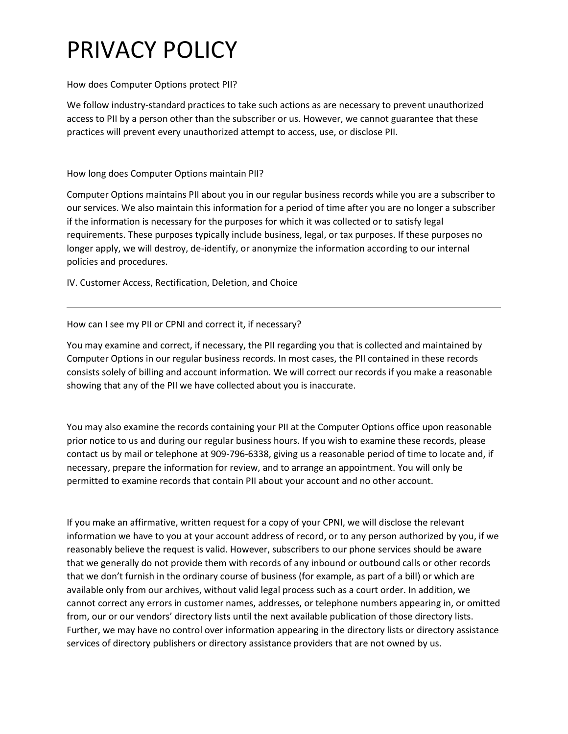# PRIVACY POLICY

How does Computer Options protect PII?

We follow industry-standard practices to take such actions as are necessary to prevent unauthorized access to PII by a person other than the subscriber or us. However, we cannot guarantee that these practices will prevent every unauthorized attempt to access, use, or disclose PII.

How long does Computer Options maintain PII?

Computer Options maintains PII about you in our regular business records while you are a subscriber to our services. We also maintain this information for a period of time after you are no longer a subscriber if the information is necessary for the purposes for which it was collected or to satisfy legal requirements. These purposes typically include business, legal, or tax purposes. If these purposes no longer apply, we will destroy, de-identify, or anonymize the information according to our internal policies and procedures.

IV. Customer Access, Rectification, Deletion, and Choice

---

How can I see my PII or CPNI and correct it, if necessary?

You may examine and correct, if necessary, the PII regarding you that is collected and maintained by Computer Options in our regular business records. In most cases, the PII contained in these records consists solely of billing and account information. We will correct our records if you make a reasonable showing that any of the PII we have collected about you is inaccurate.

You may also examine the records containing your PII at the Computer Options office upon reasonable prior notice to us and during our regular business hours. If you wish to examine these records, please contact us by mail or telephone at 909-796-6338, giving us a reasonable period of time to locate and, if necessary, prepare the information for review, and to arrange an appointment. You will only be permitted to examine records that contain PII about your account and no other account.

If you make an affirmative, written request for a copy of your CPNI, we will disclose the relevant information we have to you at your account address of record, or to any person authorized by you, if we reasonably believe the request is valid. However, subscribers to our phone services should be aware that we generally do not provide them with records of any inbound or outbound calls or other records that we don't furnish in the ordinary course of business (for example, as part of a bill) or which are available only from our archives, without valid legal process such as a court order. In addition, we cannot correct any errors in customer names, addresses, or telephone numbers appearing in, or omitted from, our or our vendors' directory lists until the next available publication of those directory lists. Further, we may have no control over information appearing in the directory lists or directory assistance services of directory publishers or directory assistance providers that are not owned by us.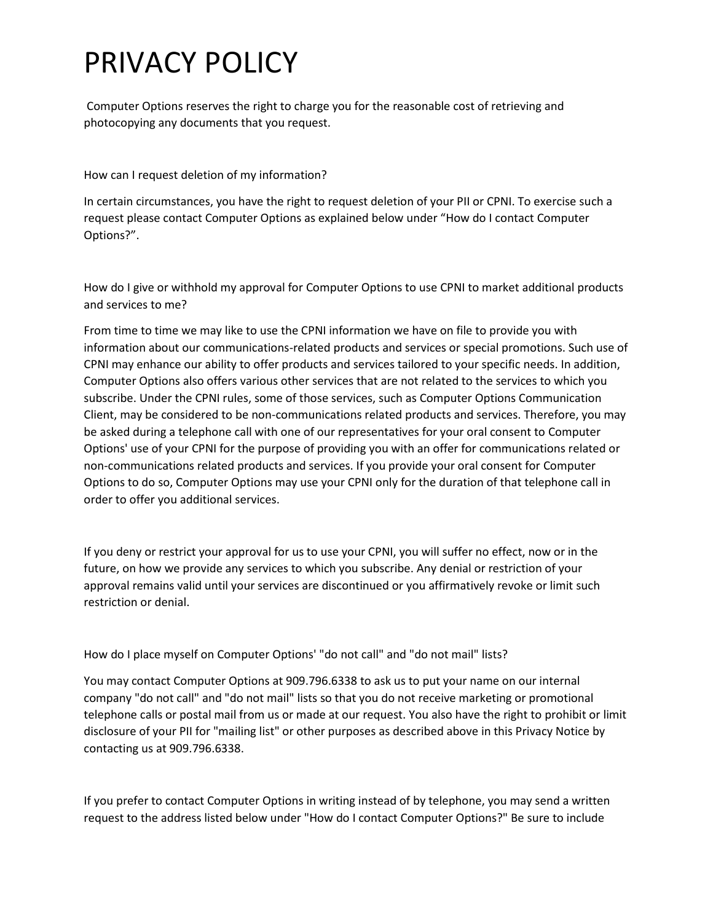# PRIVACY POLICY

Computer Options reserves the right to charge you for the reasonable cost of retrieving and photocopying any documents that you request.

How can I request deletion of my information?

In certain circumstances, you have the right to request deletion of your PII or CPNI. To exercise such a request please contact Computer Options as explained below under “How do I contact Computer Options?”.

How do I give or withhold my approval for Computer Options to use CPNI to market additional products and services to me?

From time to time we may like to use the CPNI information we have on file to provide you with information about our communications-related products and services or special promotions. Such use of CPNI may enhance our ability to offer products and services tailored to your specific needs. In addition, Computer Options also offers various other services that are not related to the services to which you subscribe. Under the CPNI rules, some of those services, such as Computer Options Communication Client, may be considered to be non-communications related products and services. Therefore, you may be asked during a telephone call with one of our representatives for your oral consent to Computer Options' use of your CPNI for the purpose of providing you with an offer for communications related or non-communications related products and services. If you provide your oral consent for Computer Options to do so, Computer Options may use your CPNI only for the duration of that telephone call in order to offer you additional services.

If you deny or restrict your approval for us to use your CPNI, you will suffer no effect, now or in the future, on how we provide any services to which you subscribe. Any denial or restriction of your approval remains valid until your services are discontinued or you affirmatively revoke or limit such restriction or denial.

How do I place myself on Computer Options' "do not call" and "do not mail" lists?

You may contact Computer Options at 909.796.6338 to ask us to put your name on our internal company "do not call" and "do not mail" lists so that you do not receive marketing or promotional telephone calls or postal mail from us or made at our request. You also have the right to prohibit or limit disclosure of your PII for "mailing list" or other purposes as described above in this Privacy Notice by contacting us at 909.796.6338.

If you prefer to contact Computer Options in writing instead of by telephone, you may send a written request to the address listed below under "How do I contact Computer Options?" Be sure to include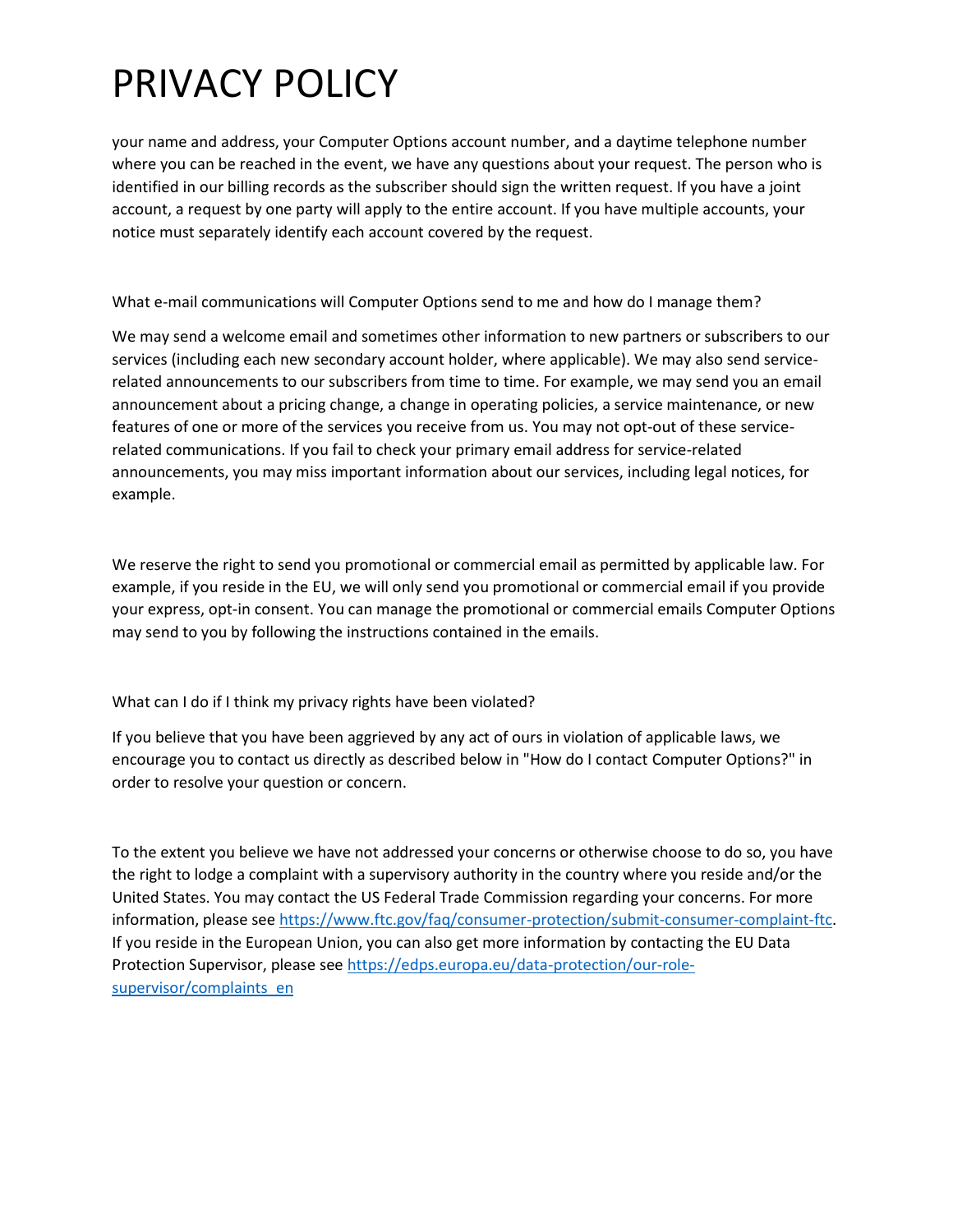# PRIVACY POLICY

your name and address, your Computer Options account number, and a daytime telephone number where you can be reached in the event, we have any questions about your request. The person who is identified in our billing records as the subscriber should sign the written request. If you have a joint account, a request by one party will apply to the entire account. If you have multiple accounts, your notice must separately identify each account covered by the request.

What e-mail communications will Computer Options send to me and how do I manage them?

We may send a welcome email and sometimes other information to new partners or subscribers to our services (including each new secondary account holder, where applicable). We may also send service-related announcements to our subscribers from time to time. For example, we may send you an email announcement about a pricing change, a change in operating policies, a service maintenance, or new features of one or more of the services you receive from us. You may not opt-out of these service-related communications. If you fail to check your primary email address for service-related announcements, you may miss important information about our services, including legal notices, for example.

We reserve the right to send you promotional or commercial email as permitted by applicable law. For example, if you reside in the EU, we will only send you promotional or commercial email if you provide your express, opt-in consent. You can manage the promotional or commercial emails Computer Options may send to you by following the instructions contained in the emails.

What can I do if I think my privacy rights have been violated?

If you believe that you have been aggrieved by any act of ours in violation of applicable laws, we encourage you to contact us directly as described below in "How do I contact Computer Options?" in order to resolve your question or concern.

To the extent you believe we have not addressed your concerns or otherwise choose to do so, you have the right to lodge a complaint with a supervisory authority in the country where you reside and/or the United States. You may contact the US Federal Trade Commission regarding your concerns. For more information, please see https://www.ftc.gov/faq/consumer-protection/submit-consumer-complaint-ftc. If you reside in the European Union, you can also get more information by contacting the EU Data Protection Supervisor, please see https://edps.europa.eu/data-protection/our-role-supervisor/complaints_en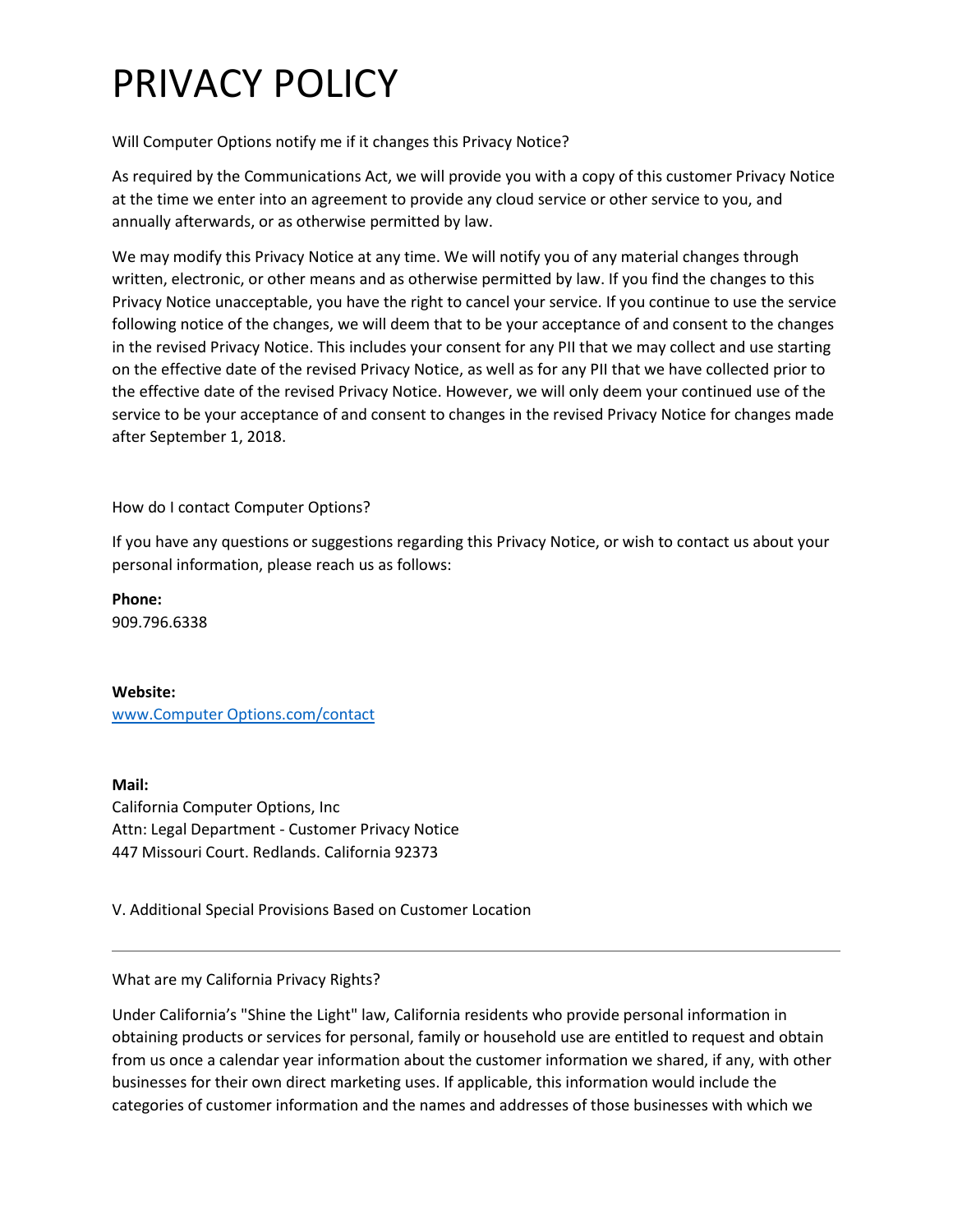# PRIVACY POLICY

Will Computer Options notify me if it changes this Privacy Notice?

As required by the Communications Act, we will provide you with a copy of this customer Privacy Notice at the time we enter into an agreement to provide any cloud service or other service to you, and annually afterwards, or as otherwise permitted by law.

We may modify this Privacy Notice at any time. We will notify you of any material changes through written, electronic, or other means and as otherwise permitted by law. If you find the changes to this Privacy Notice unacceptable, you have the right to cancel your service. If you continue to use the service following notice of the changes, we will deem that to be your acceptance of and consent to the changes in the revised Privacy Notice. This includes your consent for any PII that we may collect and use starting on the effective date of the revised Privacy Notice, as well as for any PII that we have collected prior to the effective date of the revised Privacy Notice. However, we will only deem your continued use of the service to be your acceptance of and consent to changes in the revised Privacy Notice for changes made after September 1, 2018.

How do I contact Computer Options?

If you have any questions or suggestions regarding this Privacy Notice, or wish to contact us about your personal information, please reach us as follows:

**Phone:**
909.796.6338

**Website:**
[www.Computer Options.com/contact](www.Computer Options.com/contact)

**Mail:**
California Computer Options, Inc
Attn: Legal Department - Customer Privacy Notice
447 Missouri Court. Redlands. California 92373

V. Additional Special Provisions Based on Customer Location

---

What are my California Privacy Rights?

Under California's "Shine the Light" law, California residents who provide personal information in obtaining products or services for personal, family or household use are entitled to request and obtain from us once a calendar year information about the customer information we shared, if any, with other businesses for their own direct marketing uses. If applicable, this information would include the categories of customer information and the names and addresses of those businesses with which we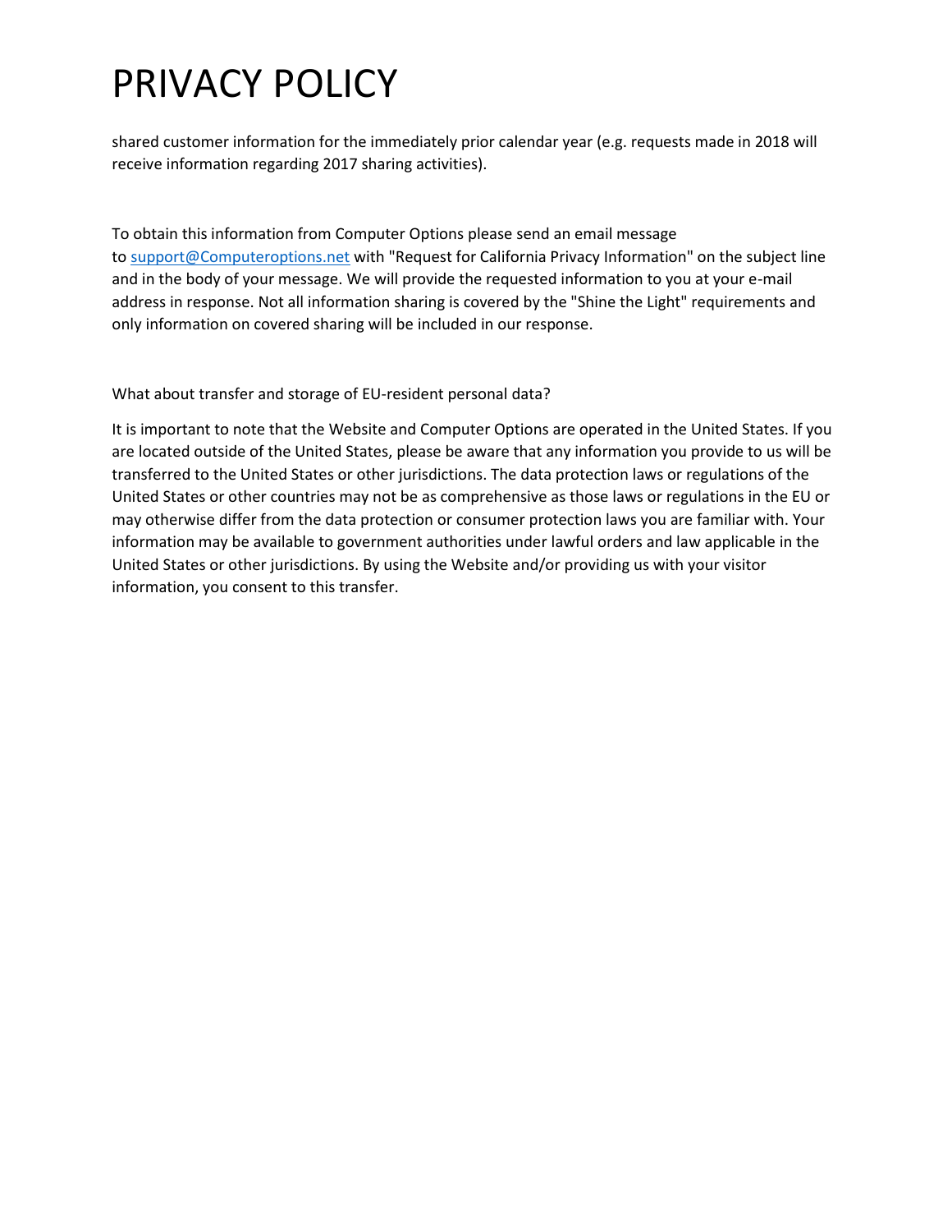# PRIVACY POLICY

shared customer information for the immediately prior calendar year (e.g. requests made in 2018 will receive information regarding 2017 sharing activities).

To obtain this information from Computer Options please send an email message to support@Computeroptions.net with "Request for California Privacy Information" on the subject line and in the body of your message. We will provide the requested information to you at your e-mail address in response. Not all information sharing is covered by the "Shine the Light" requirements and only information on covered sharing will be included in our response.

What about transfer and storage of EU-resident personal data?

It is important to note that the Website and Computer Options are operated in the United States. If you are located outside of the United States, please be aware that any information you provide to us will be transferred to the United States or other jurisdictions. The data protection laws or regulations of the United States or other countries may not be as comprehensive as those laws or regulations in the EU or may otherwise differ from the data protection or consumer protection laws you are familiar with. Your information may be available to government authorities under lawful orders and law applicable in the United States or other jurisdictions. By using the Website and/or providing us with your visitor information, you consent to this transfer.